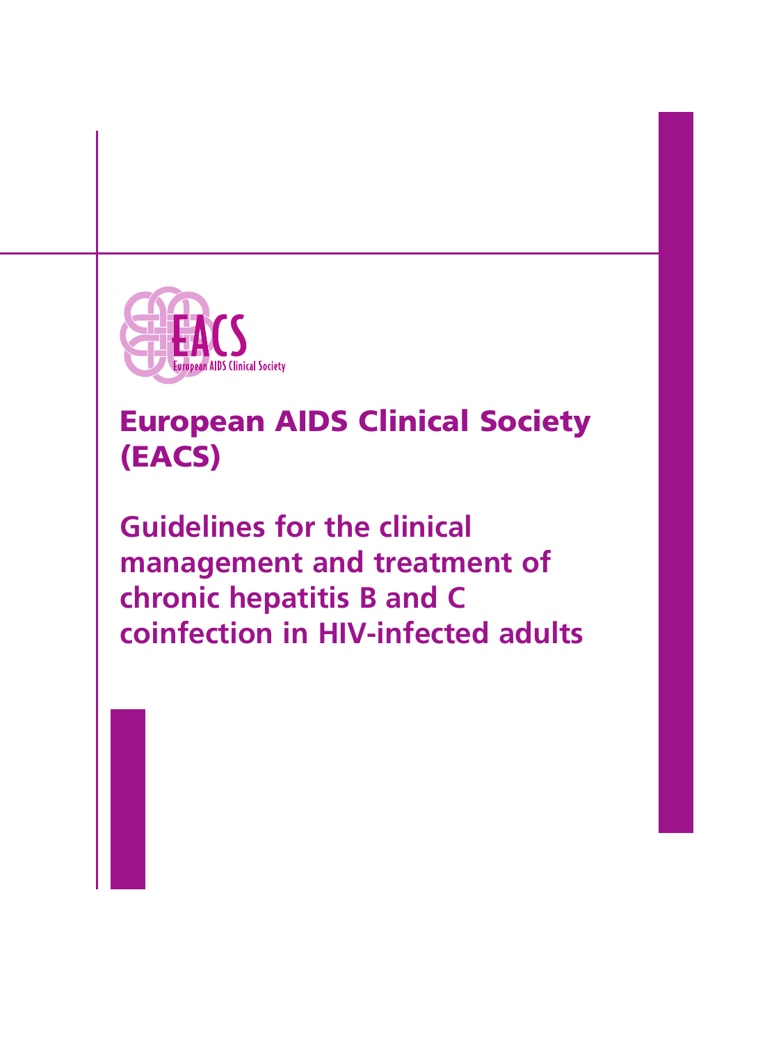EACS

European AIDS Clinical Society

# European AIDS Clinical Society (EACS)

## Guidelines for the clinical management and treatment of chronic hepatitis B and C coinfection in HIV-infected adults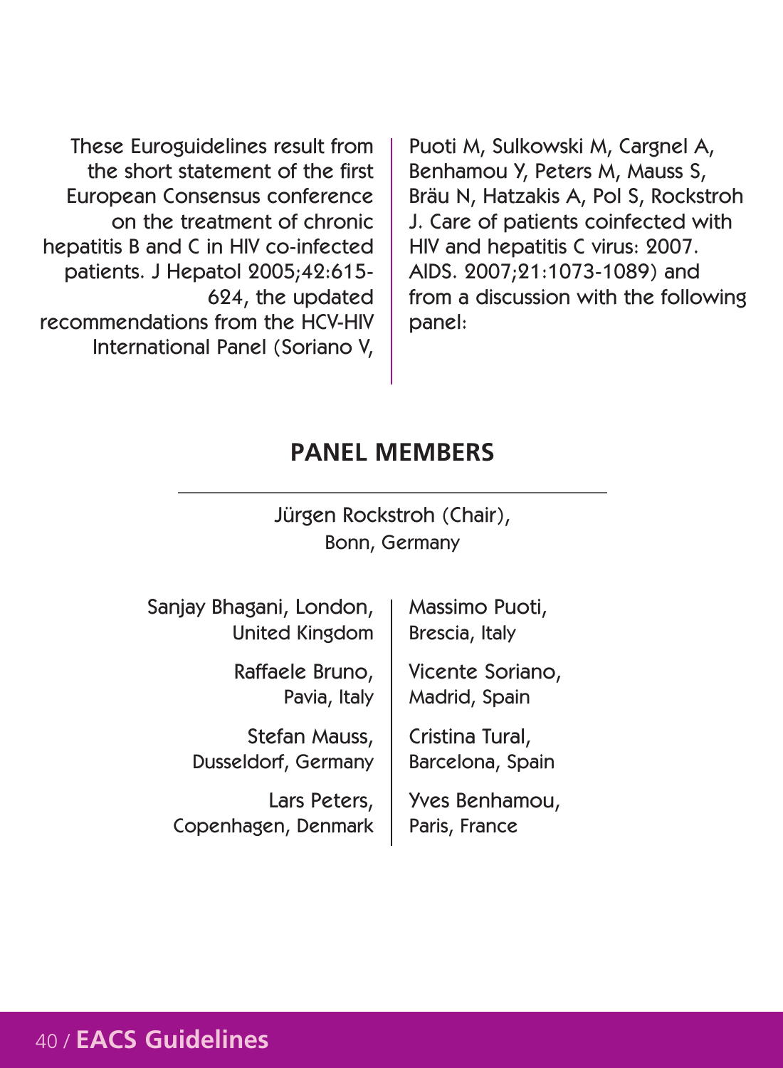These Euroguidelines result from the short statement of the first European Consensus conference on the treatment of chronic hepatitis B and C in HIV co-infected patients. J Hepatol 2005;42:615-624, the updated recommendations from the HCV-HIV International Panel (Soriano V, Puoti M, Sulkowski M, Cargnel A, Benhamou Y, Peters M, Mauss S, Bräu N, Hatzakis A, Pol S, Rockstroh J. Care of patients coinfected with HIV and hepatitis C virus: 2007. AIDS. 2007;21:1073-1089) and from a discussion with the following panel:

## PANEL MEMBERS

Jürgen Rockstroh (Chair), Bonn, Germany

Sanjay Bhagani, London, United Kingdom

Raffaele Bruno, Pavia, Italy

Stefan Mauss, Dusseldorf, Germany

Lars Peters, Copenhagen, Denmark

Massimo Puoti, Brescia, Italy

Vicente Soriano, Madrid, Spain

Cristina Tural, Barcelona, Spain

Yves Benhamou, Paris, France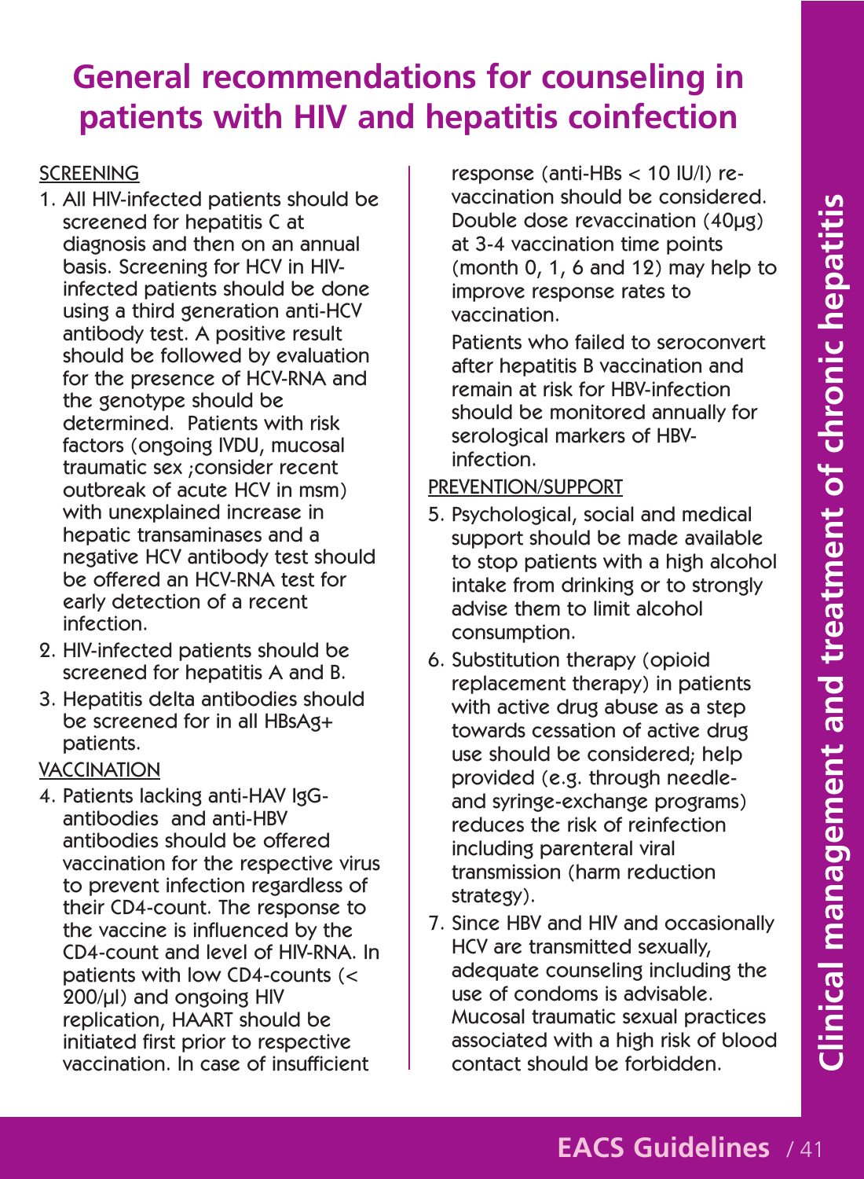# General recommendations for counseling in patients with HIV and hepatitis coinfection

SCREENING

1. All HIV-infected patients should be screened for hepatitis C at diagnosis and then on an annual basis. Screening for HCV in HIV-infected patients should be done using a third generation anti-HCV antibody test. A positive result should be followed by evaluation for the presence of HCV-RNA and the genotype should be determined. Patients with risk factors (ongoing IVDU, mucosal traumatic sex ;consider recent outbreak of acute HCV in msm) with unexplained increase in hepatic transaminases and a negative HCV antibody test should be offered an HCV-RNA test for early detection of a recent infection.
2. HIV-infected patients should be screened for hepatitis A and B.
3. Hepatitis delta antibodies should be screened for in all HBsAg+ patients.

VACCINATION

4. Patients lacking anti-HAV IgG-antibodies and anti-HBV antibodies should be offered vaccination for the respective virus to prevent infection regardless of their CD4-count. The response to the vaccine is influenced by the CD4-count and level of HIV-RNA. In patients with low CD4-counts (< 200/μl) and ongoing HIV replication, HAART should be initiated first prior to respective vaccination. In case of insufficient response (anti-HBs < 10 IU/l) re-vaccination should be considered. Double dose revaccination (40μg) at 3-4 vaccination time points (month 0, 1, 6 and 12) may help to improve response rates to vaccination.

   Patients who failed to seroconvert after hepatitis B vaccination and remain at risk for HBV-infection should be monitored annually for serological markers of HBV-infection.

PREVENTION/SUPPORT

5. Psychological, social and medical support should be made available to stop patients with a high alcohol intake from drinking or to strongly advise them to limit alcohol consumption.
6. Substitution therapy (opioid replacement therapy) in patients with active drug abuse as a step towards cessation of active drug use should be considered; help provided (e.g. through needle- and syringe-exchange programs) reduces the risk of reinfection including parenteral viral transmission (harm reduction strategy).
7. Since HBV and HIV and occasionally HCV are transmitted sexually, adequate counseling including the use of condoms is advisable. Mucosal traumatic sexual practices associated with a high risk of blood contact should be forbidden.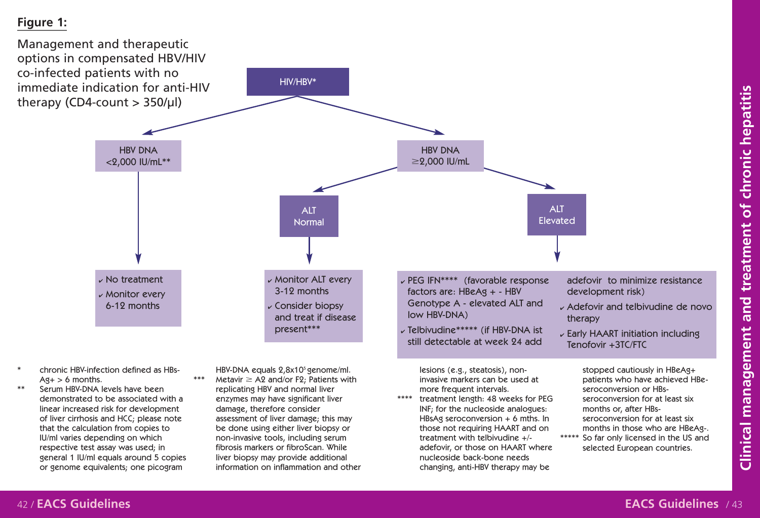**Figure 1:**

Management and therapeutic options in compensated HBV/HIV co-infected patients with no immediate indication for anti-HIV therapy (CD4-count > 350/µl)

HIV/HBV*

- HBV DNA <2,000 IU/mL**
  - No treatment
  - Monitor every 6-12 months
- HBV DNA ≥2,000 IU/mL
  - ALT Normal
    - Monitor ALT every 3-12 months
    - Consider biopsy and treat if disease present***
  - ALT Elevated
    - PEG IFN**** (favorable response factors are: HBeAg + - HBV Genotype A - elevated ALT and low HBV-DNA)
    - Telbivudine***** (if HBV-DNA ist still detectable at week 24 add adefovir to minimize resistance development risk)
    - Adefovir and telbivudine de novo therapy
    - Early HAART initiation including Tenofovir +3TC/FTC

\* chronic HBV-infection defined as HBsAg+ > 6 months.

\** Serum HBV-DNA levels have been demonstrated to be associated with a linear increased risk for development of liver cirrhosis and HCC; please note that the calculation from copies to IU/ml varies depending on which respective test assay was used; in general 1 IU/ml equals around 5 copies or genome equivalents; one picogram HBV-DNA equals $2{,}8 \times 10^5$ genome/ml.

\*** Metavir ≥ A2 and/or F2; Patients with replicating HBV and normal liver enzymes may have significant liver damage, therefore consider assessment of liver damage; this may be done using either liver biopsy or non-invasive tools, including serum fibrosis markers or fibroScan. While liver biopsy may provide additional information on inflammation and other lesions (e.g., steatosis), non-invasive markers can be used at more frequent intervals.

\**** treatment length: 48 weeks for PEG INF; for the nucleoside analogues: HBsAg seroconversion + 6 mths. In those not requiring HAART and on treatment with telbivudine +/- adefovir, or those on HAART where nucleoside back-bone needs changing, anti-HBV therapy may be stopped cautiously in HBeAg+ patients who have achieved HBe-seroconversion or HBs-seroconversion for at least six months or, after HBs-seroconversion for at least six months in those who are HBeAg-.

\***** So far only licensed in the US and selected European countries.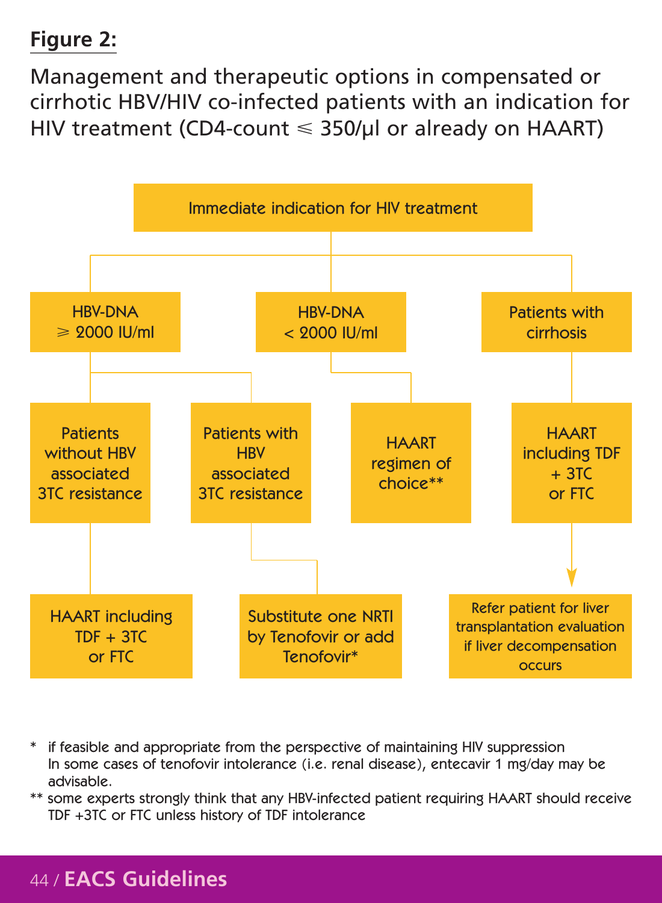## Figure 2:

Management and therapeutic options in compensated or cirrhotic HBV/HIV co-infected patients with an indication for HIV treatment (CD4-count ⩽ 350/μl or already on HAART)

- Immediate indication for HIV treatment
  - HBV-DNA ⩾ 2000 IU/ml
    - Patients without HBV associated 3TC resistance
      - HAART including TDF + 3TC or FTC
    - Patients with HBV associated 3TC resistance
      - Substitute one NRTI by Tenofovir or add Tenofovir*
  - HBV-DNA < 2000 IU/ml
    - HAART regimen of choice**
  - Patients with cirrhosis
    - HAART including TDF + 3TC or FTC
      - Refer patient for liver transplantation evaluation if liver decompensation occurs

\* if feasible and appropriate from the perspective of maintaining HIV suppression
In some cases of tenofovir intolerance (i.e. renal disease), entecavir 1 mg/day may be advisable.

** some experts strongly think that any HBV-infected patient requiring HAART should receive TDF +3TC or FTC unless history of TDF intolerance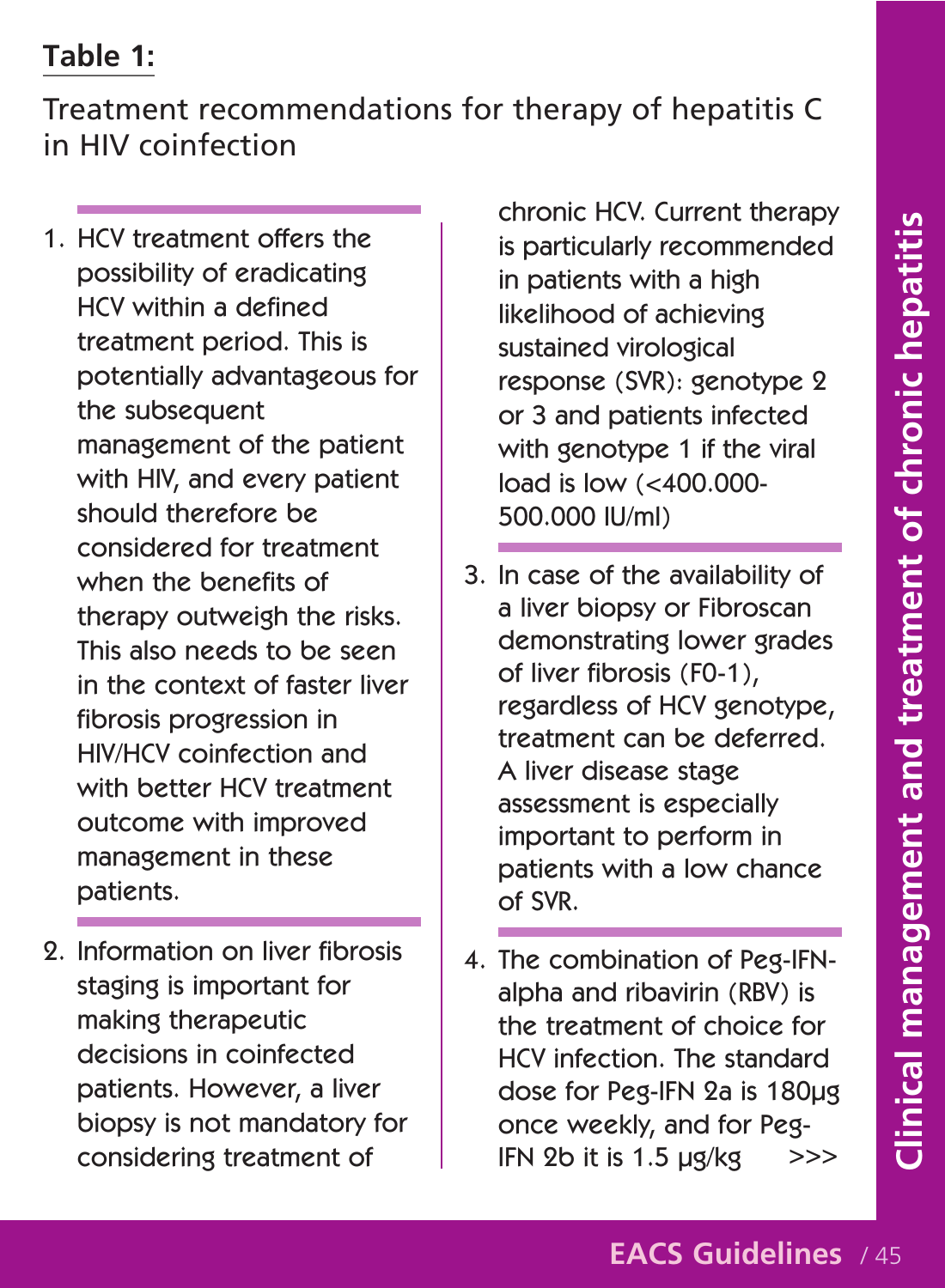**Table 1:**

Treatment recommendations for therapy of hepatitis C in HIV coinfection

1. HCV treatment offers the possibility of eradicating HCV within a defined treatment period. This is potentially advantageous for the subsequent management of the patient with HIV, and every patient should therefore be considered for treatment when the benefits of therapy outweigh the risks. This also needs to be seen in the context of faster liver fibrosis progression in HIV/HCV coinfection and with better HCV treatment outcome with improved management in these patients.

2. Information on liver fibrosis staging is important for making therapeutic decisions in coinfected patients. However, a liver biopsy is not mandatory for considering treatment of chronic HCV. Current therapy is particularly recommended in patients with a high likelihood of achieving sustained virological response (SVR): genotype 2 or 3 and patients infected with genotype 1 if the viral load is low (<400.000-500.000 IU/ml)

3. In case of the availability of a liver biopsy or Fibroscan demonstrating lower grades of liver fibrosis (F0-1), regardless of HCV genotype, treatment can be deferred. A liver disease stage assessment is especially important to perform in patients with a low chance of SVR.

4. The combination of Peg-IFN-alpha and ribavirin (RBV) is the treatment of choice for HCV infection. The standard dose for Peg-IFN 2a is 180µg once weekly, and for Peg-IFN 2b it is 1.5 µg/kg >>>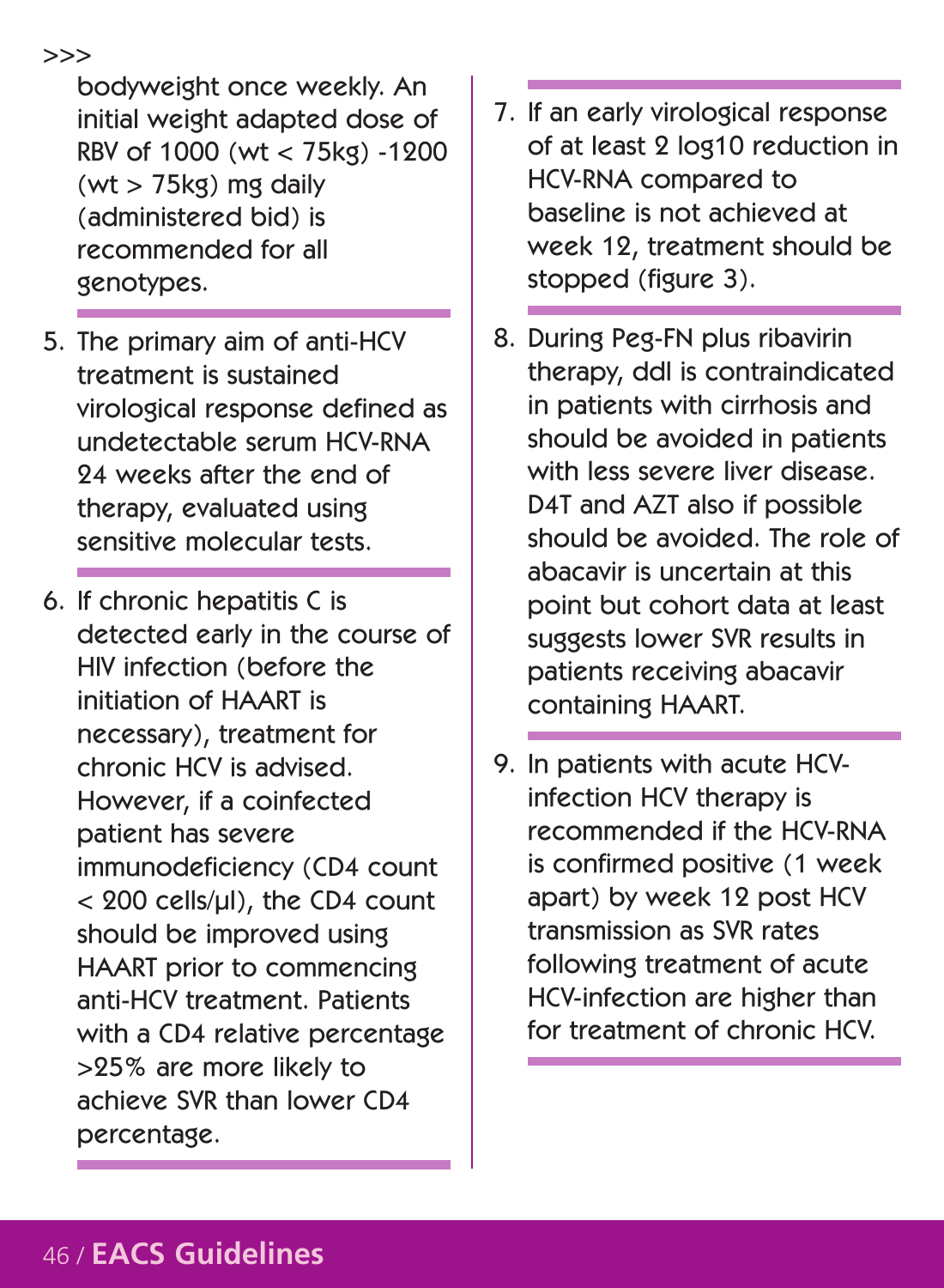>>>

bodyweight once weekly. An initial weight adapted dose of RBV of 1000 (wt < 75kg) -1200 (wt > 75kg) mg daily (administered bid) is recommended for all genotypes.

5. The primary aim of anti-HCV treatment is sustained virological response defined as undetectable serum HCV-RNA 24 weeks after the end of therapy, evaluated using sensitive molecular tests.

6. If chronic hepatitis C is detected early in the course of HIV infection (before the initiation of HAART is necessary), treatment for chronic HCV is advised. However, if a coinfected patient has severe immunodeficiency (CD4 count < 200 cells/μl), the CD4 count should be improved using HAART prior to commencing anti-HCV treatment. Patients with a CD4 relative percentage >25% are more likely to achieve SVR than lower CD4 percentage.

7. If an early virological response of at least 2 log10 reduction in HCV-RNA compared to baseline is not achieved at week 12, treatment should be stopped (figure 3).

8. During Peg-FN plus ribavirin therapy, ddI is contraindicated in patients with cirrhosis and should be avoided in patients with less severe liver disease. D4T and AZT also if possible should be avoided. The role of abacavir is uncertain at this point but cohort data at least suggests lower SVR results in patients receiving abacavir containing HAART.

9. In patients with acute HCV-infection HCV therapy is recommended if the HCV-RNA is confirmed positive (1 week apart) by week 12 post HCV transmission as SVR rates following treatment of acute HCV-infection are higher than for treatment of chronic HCV.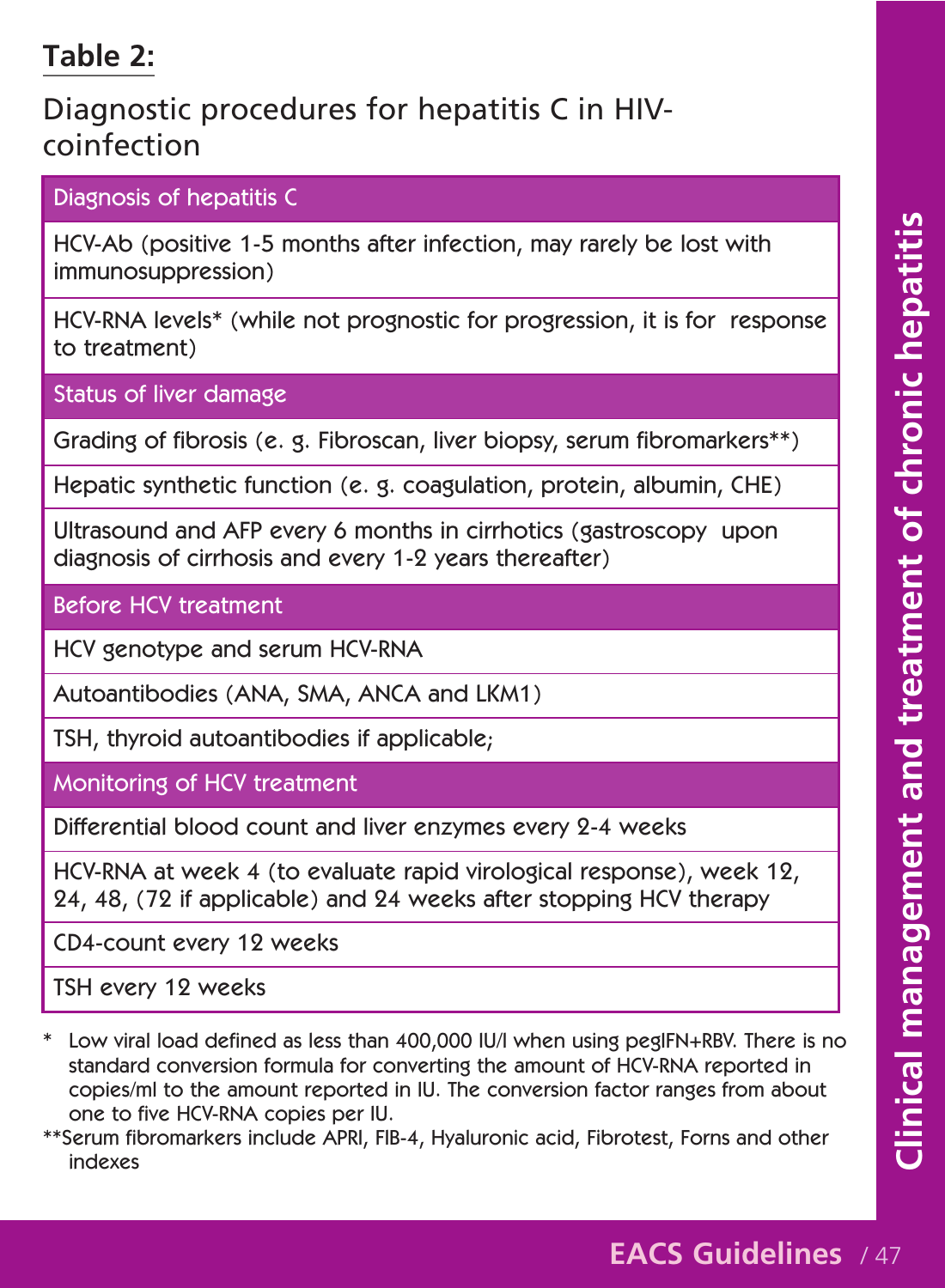## Table 2:

### Diagnostic procedures for hepatitis C in HIV-coinfection

| Diagnosis of hepatitis C |
|---|
| HCV-Ab (positive 1-5 months after infection, may rarely be lost with immunosuppression) |
| HCV-RNA levels* (while not prognostic for progression, it is for response to treatment) |
| **Status of liver damage** |
| Grading of fibrosis (e. g. Fibroscan, liver biopsy, serum fibromarkers**) |
| Hepatic synthetic function (e. g. coagulation, protein, albumin, CHE) |
| Ultrasound and AFP every 6 months in cirrhotics (gastroscopy upon diagnosis of cirrhosis and every 1-2 years thereafter) |
| **Before HCV treatment** |
| HCV genotype and serum HCV-RNA |
| Autoantibodies (ANA, SMA, ANCA and LKM1) |
| TSH, thyroid autoantibodies if applicable; |
| **Monitoring of HCV treatment** |
| Differential blood count and liver enzymes every 2-4 weeks |
| HCV-RNA at week 4 (to evaluate rapid virological response), week 12, 24, 48, (72 if applicable) and 24 weeks after stopping HCV therapy |
| CD4-count every 12 weeks |
| TSH every 12 weeks |

\* Low viral load defined as less than 400,000 IU/l when using pegIFN+RBV. There is no standard conversion formula for converting the amount of HCV-RNA reported in copies/ml to the amount reported in IU. The conversion factor ranges from about one to five HCV-RNA copies per IU.

\*\*Serum fibromarkers include APRI, FIB-4, Hyaluronic acid, Fibrotest, Forns and other indexes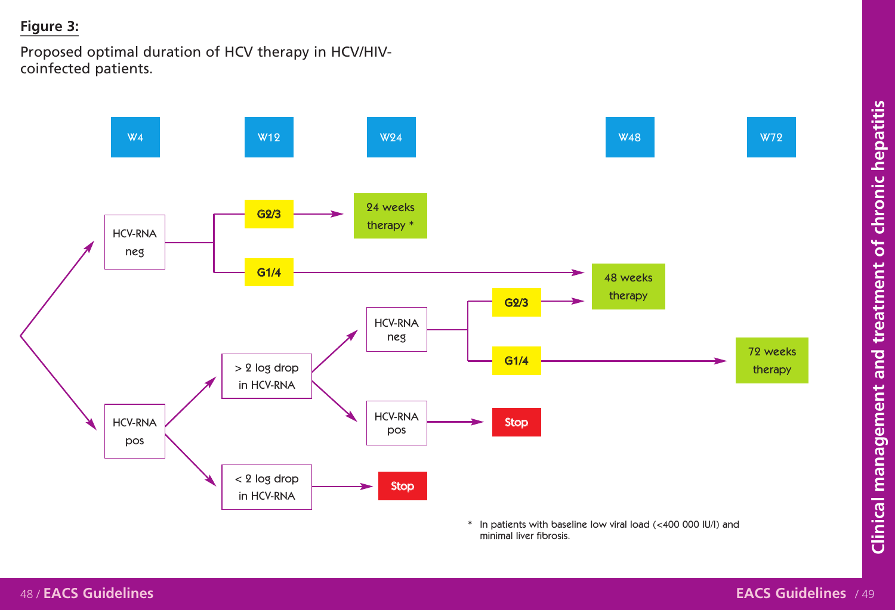**Figure 3:**

Proposed optimal duration of HCV therapy in HCV/HIV-coinfected patients.

W4 | W12 | W24 | W48 | W72

- HCV-RNA neg (W4)
  - G2/3 → 24 weeks therapy *
  - G1/4 → 48 weeks therapy
- HCV-RNA pos (W4)
  - > 2 log drop in HCV-RNA (W12)
    - HCV-RNA neg (W24)
      - G2/3 → 48 weeks therapy
      - G1/4 → 72 weeks therapy
    - HCV-RNA pos (W24) → Stop
  - < 2 log drop in HCV-RNA (W12) → Stop

\* In patients with baseline low viral load (<400 000 IU/l) and minimal liver fibrosis.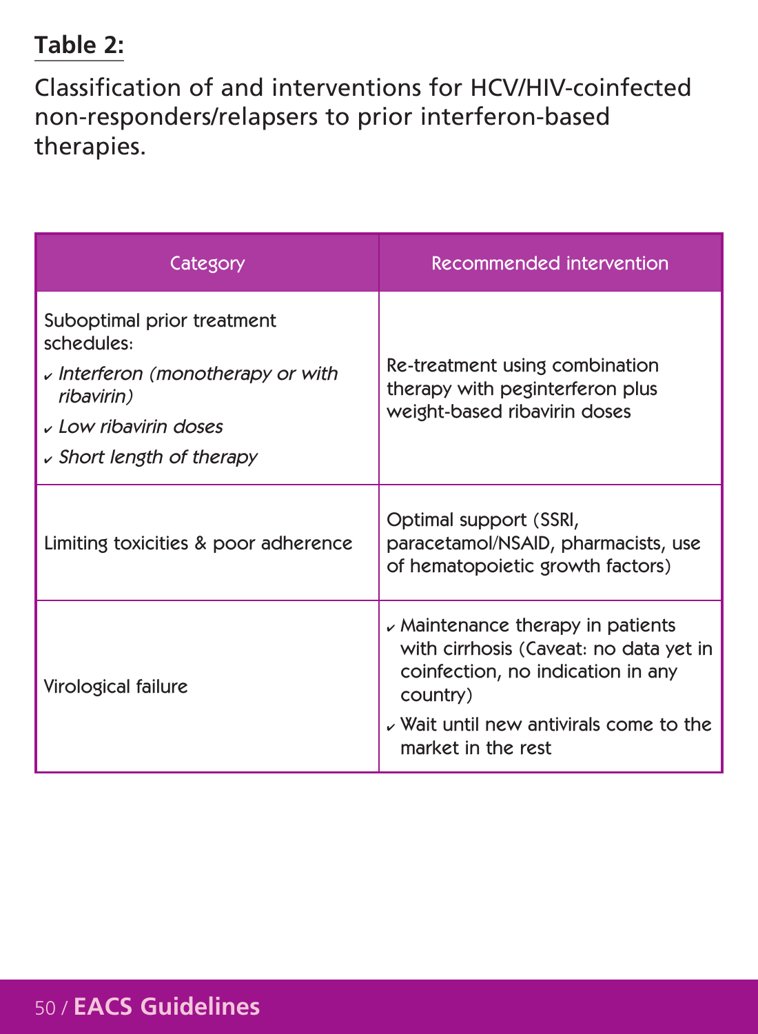**Table 2:**

Classification of and interventions for HCV/HIV-coinfected non-responders/relapsers to prior interferon-based therapies.

| Category | Recommended intervention |
|---|---|
| Suboptimal prior treatment schedules:<br>✓ *Interferon (monotherapy or with ribavirin)*<br>✓ *Low ribavirin doses*<br>✓ *Short length of therapy* | Re-treatment using combination therapy with peginterferon plus weight-based ribavirin doses |
| Limiting toxicities & poor adherence | Optimal support (SSRI, paracetamol/NSAID, pharmacists, use of hematopoietic growth factors) |
| Virological failure | ✓ Maintenance therapy in patients with cirrhosis (Caveat: no data yet in coinfection, no indication in any country)<br>✓ Wait until new antivirals come to the market in the rest |